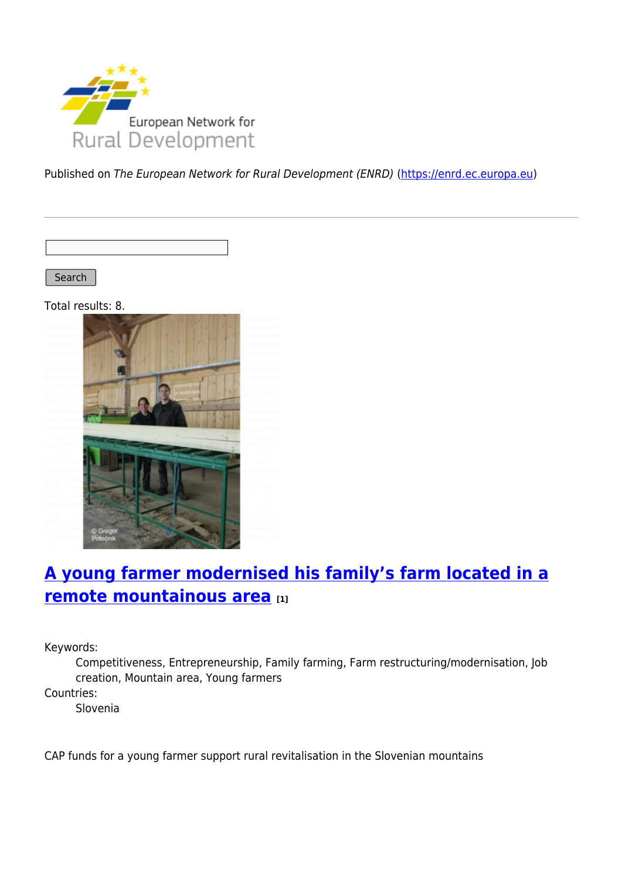European Network for Rural Development

Published on *The European Network for Rural Development (ENRD)* (https://enrd.ec.europa.eu)

Search

Total results: 8.

## A young farmer modernised his family's farm located in a remote mountainous area [1]

Keywords:
: Competitiveness, Entrepreneurship, Family farming, Farm restructuring/modernisation, Job creation, Mountain area, Young farmers

Countries:
: Slovenia

CAP funds for a young farmer support rural revitalisation in the Slovenian mountains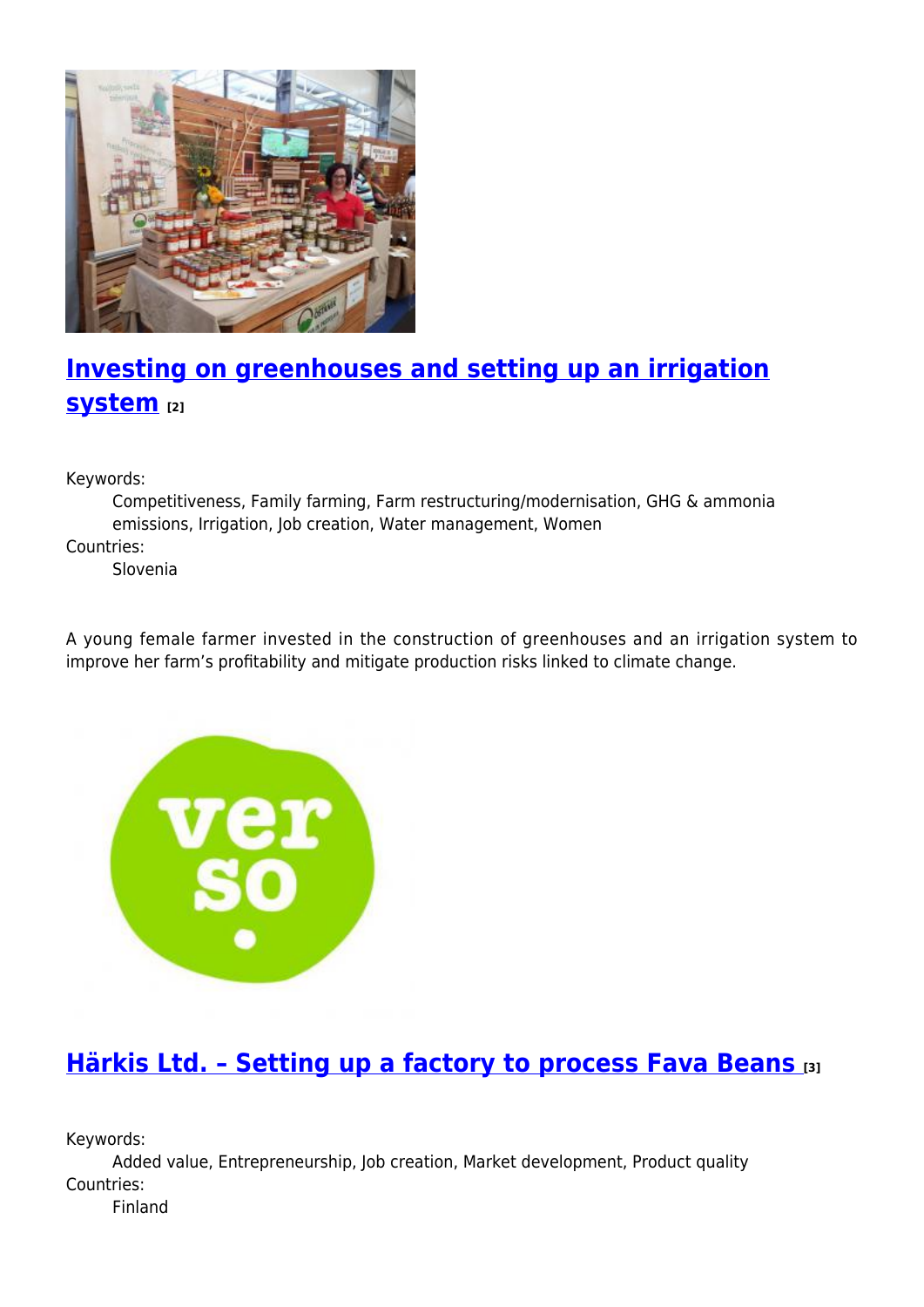## [Investing on greenhouses and setting up an irrigation system](#) [2]

Keywords:

Competitiveness, Family farming, Farm restructuring/modernisation, GHG & ammonia emissions, Irrigation, Job creation, Water management, Women

Countries:

Slovenia

A young female farmer invested in the construction of greenhouses and an irrigation system to improve her farm's profitability and mitigate production risks linked to climate change.

## [Härkis Ltd. – Setting up a factory to process Fava Beans](#) [3]

Keywords:

Added value, Entrepreneurship, Job creation, Market development, Product quality

Countries:

Finland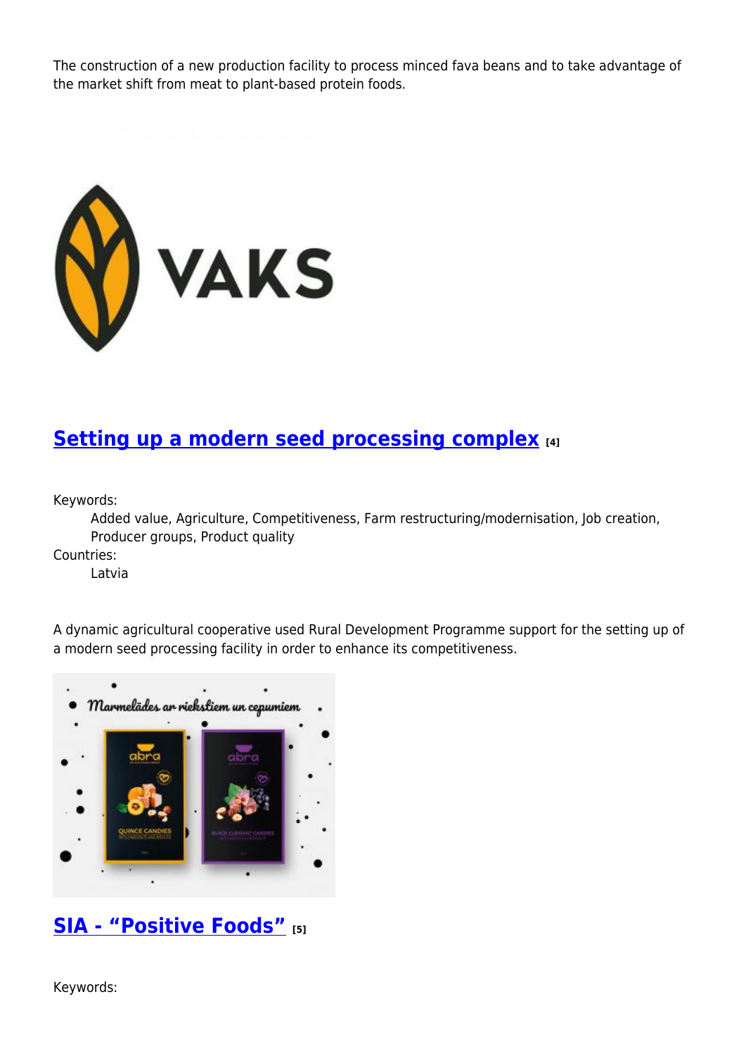The construction of a new production facility to process minced fava beans and to take advantage of the market shift from meat to plant-based protein foods.

## [Setting up a modern seed processing complex](#) [4]

Keywords:
: Added value, Agriculture, Competitiveness, Farm restructuring/modernisation, Job creation, Producer groups, Product quality

Countries:
: Latvia

A dynamic agricultural cooperative used Rural Development Programme support for the setting up of a modern seed processing facility in order to enhance its competitiveness.

## [SIA - “Positive Foods”](#) [5]

Keywords: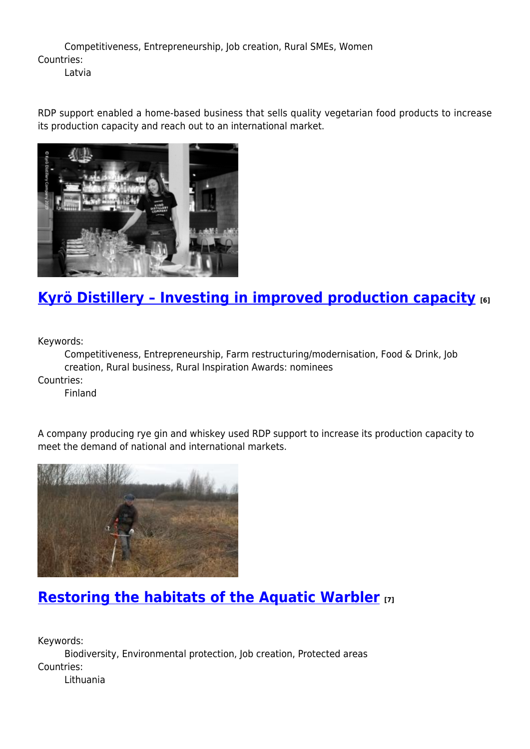Competitiveness, Entrepreneurship, Job creation, Rural SMEs, Women

Countries:

Latvia

RDP support enabled a home-based business that sells quality vegetarian food products to increase its production capacity and reach out to an international market.

## Kyrö Distillery – Investing in improved production capacity [6]

Keywords:

Competitiveness, Entrepreneurship, Farm restructuring/modernisation, Food & Drink, Job creation, Rural business, Rural Inspiration Awards: nominees

Countries:

Finland

A company producing rye gin and whiskey used RDP support to increase its production capacity to meet the demand of national and international markets.

## Restoring the habitats of the Aquatic Warbler [7]

Keywords:

Biodiversity, Environmental protection, Job creation, Protected areas

Countries:

Lithuania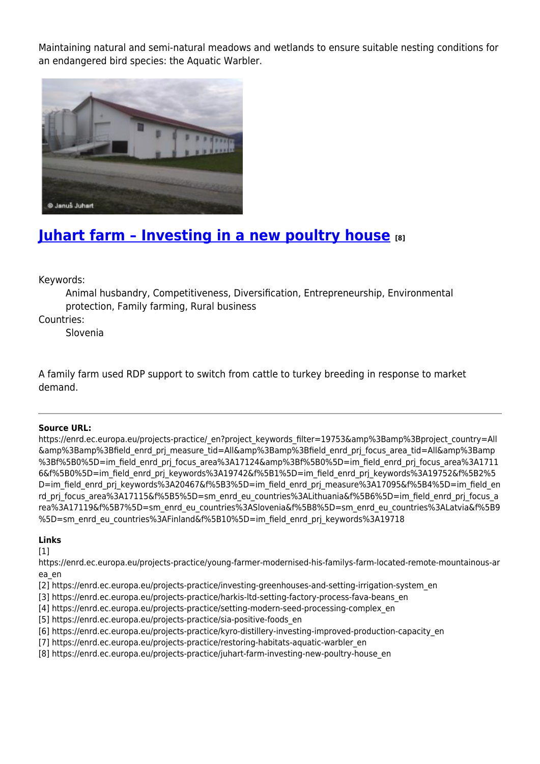Maintaining natural and semi-natural meadows and wetlands to ensure suitable nesting conditions for an endangered bird species: the Aquatic Warbler.

## [Juhart farm – Investing in a new poultry house](https://enrd.ec.europa.eu/projects-practice/juhart-farm-investing-new-poultry-house_en) [8]

Keywords:

Animal husbandry, Competitiveness, Diversification, Entrepreneurship, Environmental protection, Family farming, Rural business

Countries:

Slovenia

A family farm used RDP support to switch from cattle to turkey breeding in response to market demand.

---

**Source URL:**
https://enrd.ec.europa.eu/projects-practice/_en?project_keywords_filter=19753&amp%3Bamp%3Bproject_country=All&amp%3Bamp%3Bfield_enrd_prj_measure_tid=All&amp%3Bamp%3Bfield_enrd_prj_focus_area_tid=All&amp%3Bamp%3Bf%5B0%5D=im_field_enrd_prj_focus_area%3A17124&amp%3Bf%5B0%5D=im_field_enrd_prj_focus_area%3A17116&f%5B0%5D=im_field_enrd_prj_keywords%3A19742&f%5B1%5D=im_field_enrd_prj_keywords%3A19752&f%5B2%5D=im_field_enrd_prj_keywords%3A20467&f%5B3%5D=im_field_enrd_prj_measure%3A17095&f%5B4%5D=im_field_enrd_prj_focus_area%3A17115&f%5B5%5D=sm_enrd_eu_countries%3ALithuania&f%5B6%5D=im_field_enrd_prj_focus_area%3A17119&f%5B7%5D=sm_enrd_eu_countries%3ASlovenia&f%5B8%5D=sm_enrd_eu_countries%3ALatvia&f%5B9%5D=sm_enrd_eu_countries%3AFinland&f%5B10%5D=im_field_enrd_prj_keywords%3A19718

**Links**

[1] https://enrd.ec.europa.eu/projects-practice/young-farmer-modernised-his-familys-farm-located-remote-mountainous-area_en
[2] https://enrd.ec.europa.eu/projects-practice/investing-greenhouses-and-setting-irrigation-system_en
[3] https://enrd.ec.europa.eu/projects-practice/harkis-ltd-setting-factory-process-fava-beans_en
[4] https://enrd.ec.europa.eu/projects-practice/setting-modern-seed-processing-complex_en
[5] https://enrd.ec.europa.eu/projects-practice/sia-positive-foods_en
[6] https://enrd.ec.europa.eu/projects-practice/kyro-distillery-investing-improved-production-capacity_en
[7] https://enrd.ec.europa.eu/projects-practice/restoring-habitats-aquatic-warbler_en
[8] https://enrd.ec.europa.eu/projects-practice/juhart-farm-investing-new-poultry-house_en